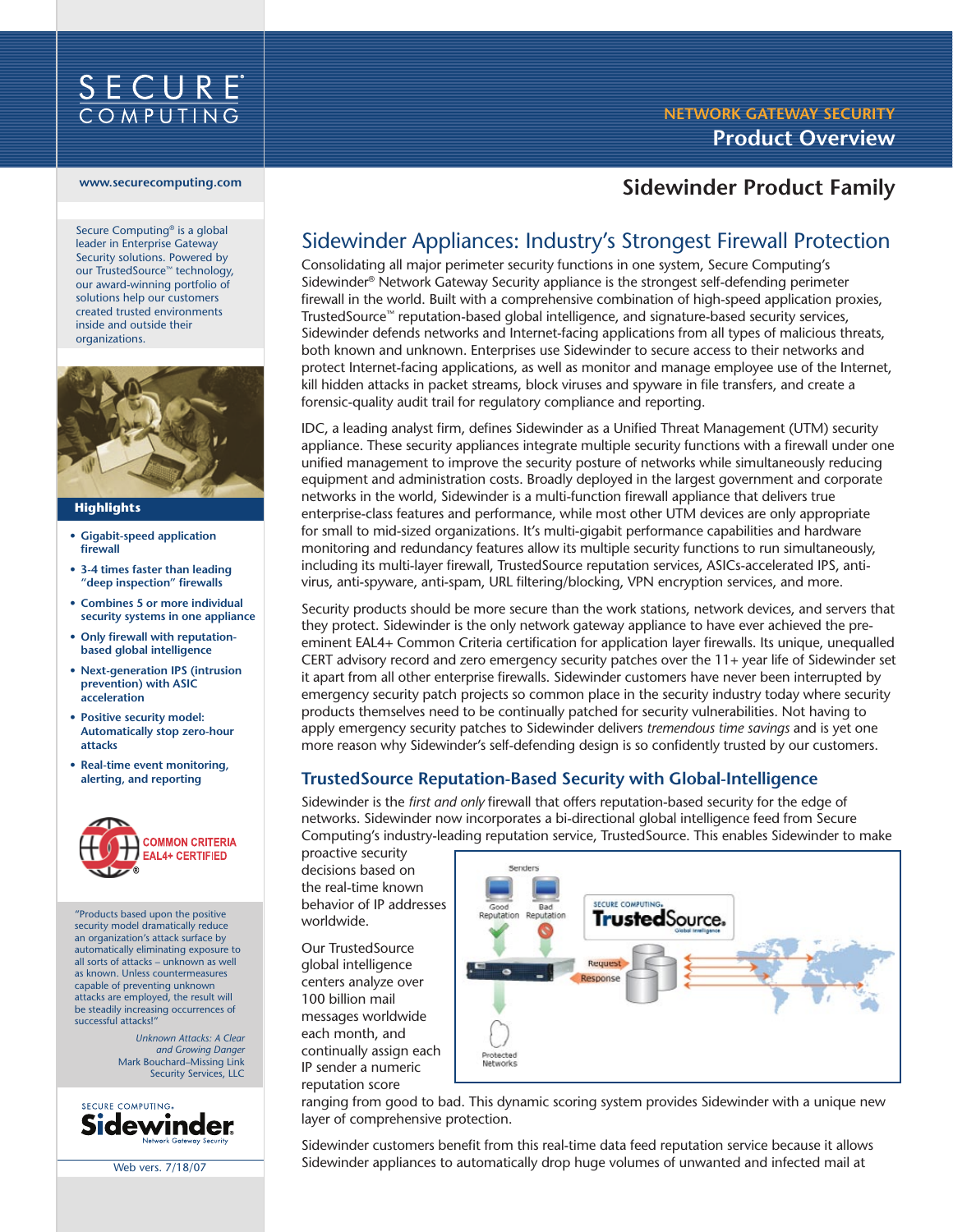# SECURE COMPUTING

## NETWORK GATEWAY SECURITY
## Product Overview

www.securecomputing.com

## Sidewinder Product Family

Secure Computing® is a global leader in Enterprise Gateway Security solutions. Powered by our TrustedSource™ technology, our award-winning portfolio of solutions help our customers created trusted environments inside and outside their organizations.

### Highlights

- **Gigabit-speed application firewall**
- **3-4 times faster than leading "deep inspection" firewalls**
- **Combines 5 or more individual security systems in one appliance**
- **Only firewall with reputation-based global intelligence**
- **Next-generation IPS (intrusion prevention) with ASIC acceleration**
- **Positive security model: Automatically stop zero-hour attacks**
- **Real-time event monitoring, alerting, and reporting**

COMMON CRITERIA EAL4+ CERTIFIED

"Products based upon the positive security model dramatically reduce an organization's attack surface by automatically eliminating exposure to all sorts of attacks – unknown as well as known. Unless countermeasures capable of preventing unknown attacks are employed, the result will be steadily increasing occurrences of successful attacks!"

*Unknown Attacks: A Clear and Growing Danger*
Mark Bouchard–Missing Link Security Services, LLC

SECURE COMPUTING. Sidewinder Network Gateway Security

Web vers. 7/18/07

## Sidewinder Appliances: Industry's Strongest Firewall Protection

Consolidating all major perimeter security functions in one system, Secure Computing's Sidewinder® Network Gateway Security appliance is the strongest self-defending perimeter firewall in the world. Built with a comprehensive combination of high-speed application proxies, TrustedSource™ reputation-based global intelligence, and signature-based security services, Sidewinder defends networks and Internet-facing applications from all types of malicious threats, both known and unknown. Enterprises use Sidewinder to secure access to their networks and protect Internet-facing applications, as well as monitor and manage employee use of the Internet, kill hidden attacks in packet streams, block viruses and spyware in file transfers, and create a forensic-quality audit trail for regulatory compliance and reporting.

IDC, a leading analyst firm, defines Sidewinder as a Unified Threat Management (UTM) security appliance. These security appliances integrate multiple security functions with a firewall under one unified management to improve the security posture of networks while simultaneously reducing equipment and administration costs. Broadly deployed in the largest government and corporate networks in the world, Sidewinder is a multi-function firewall appliance that delivers true enterprise-class features and performance, while most other UTM devices are only appropriate for small to mid-sized organizations. It's multi-gigabit performance capabilities and hardware monitoring and redundancy features allow its multiple security functions to run simultaneously, including its multi-layer firewall, TrustedSource reputation services, ASICs-accelerated IPS, anti-virus, anti-spyware, anti-spam, URL filtering/blocking, VPN encryption services, and more.

Security products should be more secure than the work stations, network devices, and servers that they protect. Sidewinder is the only network gateway appliance to have ever achieved the pre-eminent EAL4+ Common Criteria certification for application layer firewalls. Its unique, unequalled CERT advisory record and zero emergency security patches over the 11+ year life of Sidewinder set it apart from all other enterprise firewalls. Sidewinder customers have never been interrupted by emergency security patch projects so common place in the security industry today where security products themselves need to be continually patched for security vulnerabilities. Not having to apply emergency security patches to Sidewinder delivers *tremendous time savings* and is yet one more reason why Sidewinder's self-defending design is so confidently trusted by our customers.

### TrustedSource Reputation-Based Security with Global-Intelligence

Sidewinder is the *first and only* firewall that offers reputation-based security for the edge of networks. Sidewinder now incorporates a bi-directional global intelligence feed from Secure Computing's industry-leading reputation service, TrustedSource. This enables Sidewinder to make proactive security decisions based on the real-time known behavior of IP addresses worldwide.

Senders: Good Reputation, Bad Reputation — Request / Response — SECURE COMPUTING TrustedSource Global Intelligence — Protected Networks

Our TrustedSource global intelligence centers analyze over 100 billion mail messages worldwide each month, and continually assign each IP sender a numeric reputation score ranging from good to bad. This dynamic scoring system provides Sidewinder with a unique new layer of comprehensive protection.

Sidewinder customers benefit from this real-time data feed reputation service because it allows Sidewinder appliances to automatically drop huge volumes of unwanted and infected mail at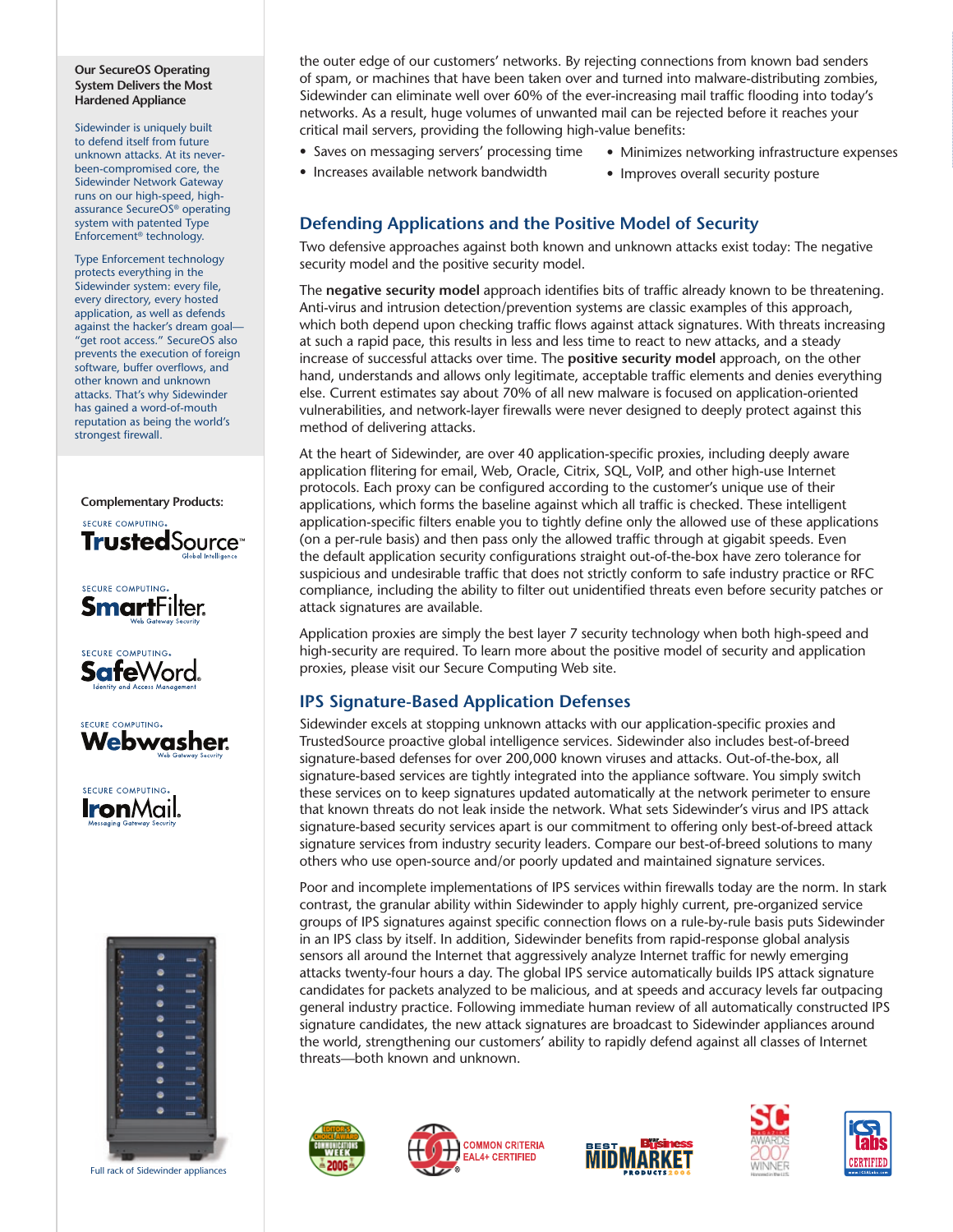the outer edge of our customers' networks. By rejecting connections from known bad senders of spam, or machines that have been taken over and turned into malware-distributing zombies, Sidewinder can eliminate well over 60% of the ever-increasing mail traffic flooding into today's networks. As a result, huge volumes of unwanted mail can be rejected before it reaches your critical mail servers, providing the following high-value benefits:

- Saves on messaging servers' processing time
- Increases available network bandwidth
- Minimizes networking infrastructure expenses
- Improves overall security posture

## Defending Applications and the Positive Model of Security

Two defensive approaches against both known and unknown attacks exist today: The negative security model and the positive security model.

The **negative security model** approach identifies bits of traffic already known to be threatening. Anti-virus and intrusion detection/prevention systems are classic examples of this approach, which both depend upon checking traffic flows against attack signatures. With threats increasing at such a rapid pace, this results in less and less time to react to new attacks, and a steady increase of successful attacks over time. The **positive security model** approach, on the other hand, understands and allows only legitimate, acceptable traffic elements and denies everything else. Current estimates say about 70% of all new malware is focused on application-oriented vulnerabilities, and network-layer firewalls were never designed to deeply protect against this method of delivering attacks.

At the heart of Sidewinder, are over 40 application-specific proxies, including deeply aware application flitering for email, Web, Oracle, Citrix, SQL, VoIP, and other high-use Internet protocols. Each proxy can be configured according to the customer's unique use of their applications, which forms the baseline against which all traffic is checked. These intelligent application-specific filters enable you to tightly define only the allowed use of these applications (on a per-rule basis) and then pass only the allowed traffic through at gigabit speeds. Even the default application security configurations straight out-of-the-box have zero tolerance for suspicious and undesirable traffic that does not strictly conform to safe industry practice or RFC compliance, including the ability to filter out unidentified threats even before security patches or attack signatures are available.

Application proxies are simply the best layer 7 security technology when both high-speed and high-security are required. To learn more about the positive model of security and application proxies, please visit our Secure Computing Web site.

## IPS Signature-Based Application Defenses

Sidewinder excels at stopping unknown attacks with our application-specific proxies and TrustedSource proactive global intelligence services. Sidewinder also includes best-of-breed signature-based defenses for over 200,000 known viruses and attacks. Out-of-the-box, all signature-based services are tightly integrated into the appliance software. You simply switch these services on to keep signatures updated automatically at the network perimeter to ensure that known threats do not leak inside the network. What sets Sidewinder's virus and IPS attack signature-based security services apart is our commitment to offering only best-of-breed attack signature services from industry security leaders. Compare our best-of-breed solutions to many others who use open-source and/or poorly updated and maintained signature services.

Poor and incomplete implementations of IPS services within firewalls today are the norm. In stark contrast, the granular ability within Sidewinder to apply highly current, pre-organized service groups of IPS signatures against specific connection flows on a rule-by-rule basis puts Sidewinder in an IPS class by itself. In addition, Sidewinder benefits from rapid-response global analysis sensors all around the Internet that aggressively analyze Internet traffic for newly emerging attacks twenty-four hours a day. The global IPS service automatically builds IPS attack signature candidates for packets analyzed to be malicious, and at speeds and accuracy levels far outpacing general industry practice. Following immediate human review of all automatically constructed IPS signature candidates, the new attack signatures are broadcast to Sidewinder appliances around the world, strengthening our customers' ability to rapidly defend against all classes of Internet threats—both known and unknown.

**Our SecureOS Operating System Delivers the Most Hardened Appliance**

Sidewinder is uniquely built to defend itself from future unknown attacks. At its never-been-compromised core, the Sidewinder Network Gateway runs on our high-speed, high-assurance SecureOS® operating system with patented Type Enforcement® technology.

Type Enforcement technology protects everything in the Sidewinder system: every file, every directory, every hosted application, as well as defends against the hacker's dream goal—"get root access." SecureOS also prevents the execution of foreign software, buffer overflows, and other known and unknown attacks. That's why Sidewinder has gained a word-of-mouth reputation as being the world's strongest firewall.

**Complementary Products:**

- Secure Computing TrustedSource™ Global Intelligence
- Secure Computing SmartFilter Web Gateway Security
- Secure Computing SafeWord Identity and Access Management
- Secure Computing Webwasher Web Gateway Security
- Secure Computing IronMail Messaging Gateway Security

Full rack of Sidewinder appliances

Editor's Choice Award Communications Week 2006 · Common Criteria EAL4+ Certified · Best Midmarket Products 2006 · SC Awards 2007 Winner · ICSA Labs Certified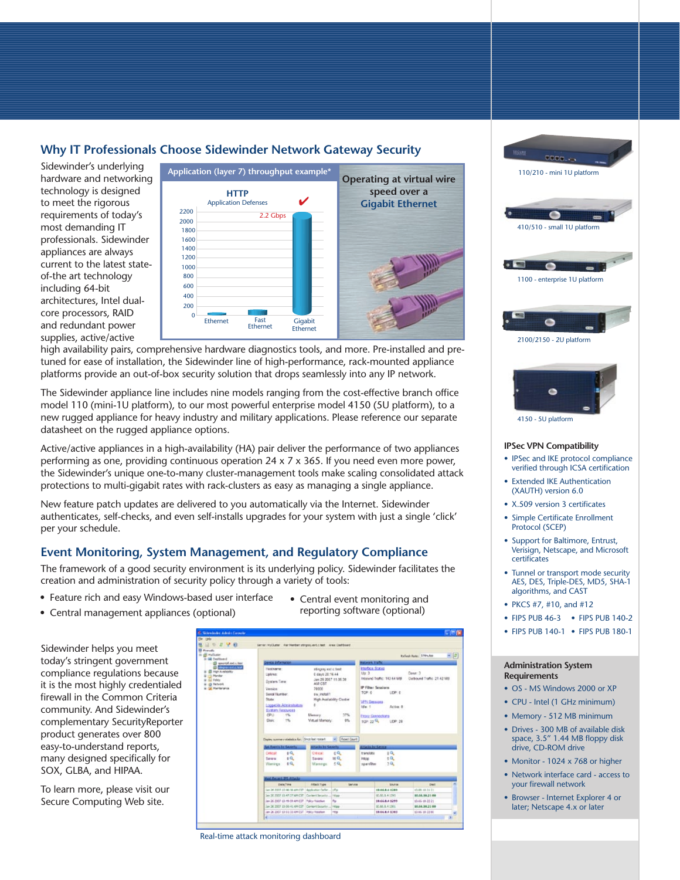## Why IT Professionals Choose Sidewinder Network Gateway Security

Sidewinder's underlying hardware and networking technology is designed to meet the rigorous requirements of today's most demanding IT professionals. Sidewinder appliances are always current to the latest state-of-the art technology including 64-bit architectures, Intel dual-core processors, RAID and redundant power supplies, active/active high availability pairs, comprehensive hardware diagnostics tools, and more. Pre-installed and pre-tuned for ease of installation, the Sidewinder line of high-performance, rack-mounted appliance platforms provide an out-of-box security solution that drops seamlessly into any IP network.

**Application (layer 7) throughput example***

HTTP
Application Defenses

| | Ethernet | Fast Ethernet | Gigabit Ethernet |
|---|---|---|---|
| Throughput | | | 2.2 Gbps |

Operating at virtual wire speed over a **Gigabit Ethernet**

The Sidewinder appliance line includes nine models ranging from the cost-effective branch office model 110 (mini-1U platform), to our most powerful enterprise model 4150 (5U platform), to a new rugged appliance for heavy industry and military applications. Please reference our separate datasheet on the rugged appliance options.

Active/active appliances in a high-availability (HA) pair deliver the performance of two appliances performing as one, providing continuous operation 24 x 7 x 365. If you need even more power, the Sidewinder's unique one-to-many cluster-management tools make scaling consolidated attack protections to multi-gigabit rates with rack-clusters as easy as managing a single appliance.

New feature patch updates are delivered to you automatically via the Internet. Sidewinder authenticates, self-checks, and even self-installs upgrades for your system with just a single 'click' per your schedule.

## Event Monitoring, System Management, and Regulatory Compliance

The framework of a good security environment is its underlying policy. Sidewinder facilitates the creation and administration of security policy through a variety of tools:

- Feature rich and easy Windows-based user interface
- Central management appliances (optional)
- Central event monitoring and reporting software (optional)

Sidewinder helps you meet today's stringent government compliance regulations because it is the most highly credentialed firewall in the Common Criteria community. And Sidewinder's complementary SecurityReporter product generates over 800 easy-to-understand reports, many designed specifically for SOX, GLBA, and HIPAA.

To learn more, please visit our Secure Computing Web site.

Real-time attack monitoring dashboard

110/210 - mini 1U platform

410/510 - small 1U platform

1100 - enterprise 1U platform

2100/2150 - 2U platform

4150 - 5U platform

### IPSec VPN Compatibility

- IPSec and IKE protocol compliance verified through ICSA certification
- Extended IKE Authentication (XAUTH) version 6.0
- X.509 version 3 certificates
- Simple Certificate Enrollment Protocol (SCEP)
- Support for Baltimore, Entrust, Verisign, Netscape, and Microsoft certificates
- Tunnel or transport mode security AES, DES, Triple-DES, MD5, SHA-1 algorithms, and CAST
- PKCS #7, #10, and #12
- FIPS PUB 46-3
- FIPS PUB 140-2
- FIPS PUB 140-1
- FIPS PUB 180-1

### Administration System Requirements

- OS - MS Windows 2000 or XP
- CPU - Intel (1 GHz minimum)
- Memory - 512 MB minimum
- Drives - 300 MB of available disk space, 3.5" 1.44 MB floppy disk drive, CD-ROM drive
- Monitor - 1024 x 768 or higher
- Network interface card - access to your firewall network
- Browser - Internet Explorer 4 or later; Netscape 4.x or later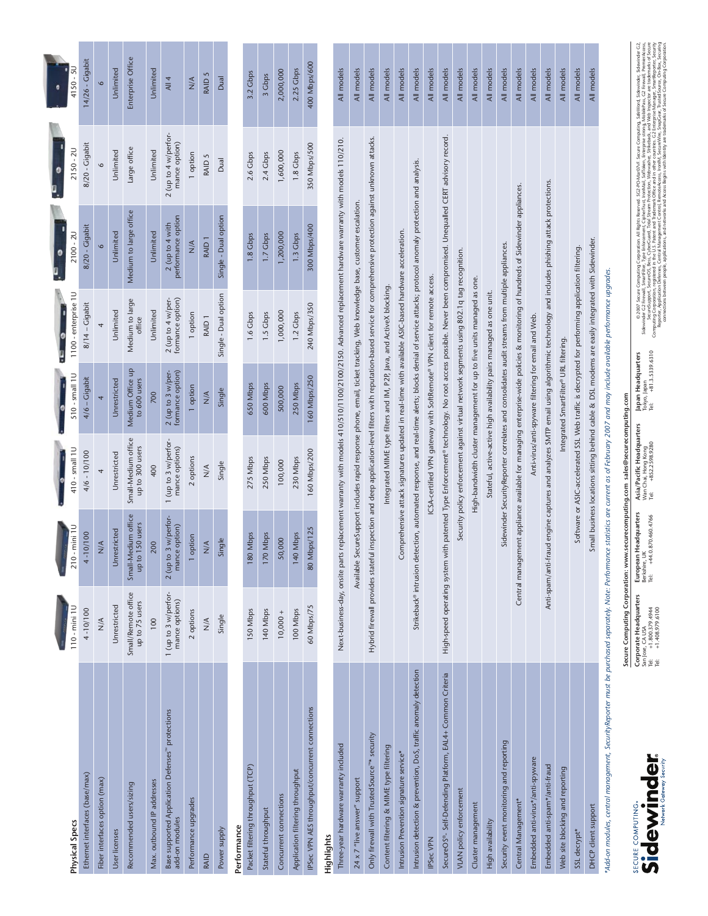## Physical Specs

| | 110 - mini 1U | 210 - mini 1U | 410 - small 1U | 510 - small 1U | 1100 - enterprise 1U | 2100 - 2U | 2150 - 2U | 4150 - 5U |
|---|---|---|---|---|---|---|---|---|
| Ethernet interfaces (base/max) | 4 - 10/100 | 4 - 10/100 | 4/6 - 10/100 | 4/6 – Gigabit | 8/14 – Gigabit | 8/20 - Gigabit | 8/20 - Gigabit | 14/26 - Gigabit |
| Fiber interfaces option (max) | N/A | N/A | 4 | 4 | 4 | 6 | 6 | 6 |
| User licenses | Unrestricted | Unrestricted | Unrestricted | Unrestricted | Unlimited | Unlimited | Unlimited | Unlimited |
| Recommended users/sizing | Small/Remote office up to 75 users | Small-Medium office up to 150 users | Small-Medium office up to 300 users | Medium Office up to 600 users | Medium to large office | Medium to large office | Large office | Enterprise Office |
| Max. outbound IP addresses | 100 | 200 | 400 | 700 | Unlimited | Unlimited | Unlimited | Unlimited |
| Base supported Application Defenses™ protections add-on modules | 1 (up to 3 w/performance options) | 2 (up to 3 w/performance option) | 1 (up to 3 w/performance options) | 2 (up to 3 w/performance option) | 2 (up to 4 w/performance option) | 2 (up to 4 with performance option | 2 (up to 4 w/performance option) | All 4 |
| Performance upgrades | 2 options | 1 option | 2 options | 1 option | 1 option | N/A | 1 option | N/A |
| RAID | N/A | N/A | N/A | N/A | RAID 1 | RAID 1 | RAID 5 | RAID 5 |
| Power supply | Single | Single | Single | Single | Single - Dual option | Single - Dual option | Dual | Dual |

## Performance

| | 110 - mini 1U | 210 - mini 1U | 410 - small 1U | 510 - small 1U | 1100 - enterprise 1U | 2100 - 2U | 2150 - 2U | 4150 - 5U |
|---|---|---|---|---|---|---|---|---|
| Packet filtering throughput (TCP) | 150 Mbps | 180 Mbps | 275 Mbps | 650 Mbps | 1.6 Gbps | 1.8 Gbps | 2.6 Gbps | 3.2 Gbps |
| Stateful throughput | 140 Mbps | 170 Mbps | 250 Mbps | 600 Mbps | 1.5 Gbps | 1.7 Gbps | 2.4 Gbps | 3 Gbps |
| Concurrent connections | 10,000 + | 50,000 | 100,000 | 500,000 | 1,000,000 | 1,200,000 | 1,600,000 | 2,000,000 |
| Application filtering throughput | 100 Mbps | 140 Mbps | 230 Mbps | 250 Mbps | 1.2 Gbps | 1.3 Gbps | 1.8 Gbps | 2.25 Gbps |
| IPSec VPN AES throughput/concurrent connections | 60 Mbps/75 | 80 Mbps/125 | 160 Mbps/200 | 160 Mbps/250 | 240 Mbps/350 | 300 Mbps/400 | 350 Mbps/500 | 400 Mbps/600 |

## Highlights

| | | |
|---|---|---|
| Three-year hardware warranty included | Next-business-day, onsite parts replacement warranty with models 410/510/1100/2100/2150. Advanced replacement hardware warranty with models 110/210. | All models |
| 24 x 7 "live answer" support | Available SecureSupport includes rapid response phone, email, ticket tracking, Web knowledge base, customer escalation. | All models |
| Only firewall with TrustedSource™ security | Hybrid firewall provides stateful inspection and deep application-level filters with reputation-based service for comprehensive protection against unknown attacks. | All models |
| Content filtering & MIME type filtering | Integrated MIME type filters and IM, P2P, Java, and ActiveX blocking. | All models |
| Intrusion Prevention signature service* | Comprehensive attack signatures updated in real-time with available ASIC-based hardware acceleration. | All models |
| Intrusion detection & prevention, DoS, traffic anomaly detection | Strikeback® intrusion detection, automated response, and real-time alerts; blocks denial of service attacks; protocol anomaly protection and analysis. | All models |
| IPSec VPN | ICSA-certified VPN gateway with SoftRemote® VPN client for remote access. | All models |
| SecureOS®, Self-Defending Platform, EAL4+ Common Criteria | High-speed operating system with patented Type Enforcement® technology. No root access possible. Never been compromised. Unequalled CERT advisory record. | All models |
| VLAN policy enforcement | Security policy enforcement against virtual network segments using 802.1q tag recognition. | All models |
| Cluster management | High-bandwidth cluster management for up to five units managed as one. | All models |
| High availability | Stateful, active-active high availability pairs managed as one unit. | All models |
| Security event monitoring and reporting | Sidewinder SecurityReporter correlates and consolidates audit streams from multiple appliances. | All models |
| Central Management* | Central management appliance available for managing enterprise-wide policies & monitoring of hundreds of Sidewinder appliances. | All models |
| Embedded anti-virus*/anti-spyware | Anti-virus/anti-spyware filtering for email and Web. | All models |
| Embedded anti-spam*/anti-fraud | Anti-spam/anti-fraud engine captures and analyzes SMTP email using algorithmic technology and includes phishing attack protections. | All models |
| Web site blocking and reporting | Integrated SmartFilter® URL filtering. | All models |
| SSL decrypt* | Software or ASIC-accelerated SSL Web traffic is decrypted for performing application filtering. | All models |
| DHCP client support | Small business locations sitting behind cable & DSL modems are easily integrated with Sidewinder. | All models |

*Add-on modules, central management, SecurityReporter must be purchased separately. Note: Performance statistics are current as of February 2007 and may include available performance upgrades.*

SECURE COMPUTING®
**Sidewinder®**
Network Gateway Security

**Secure Computing Corporation: www.securecomputing.com sales@securecomputing.com**

**Corporate Headquarters**
San Jose, CA USA
Tel: +1.800.379.4944
Tel: +1.408.979.6100

**European Headquarters**
Berkshire, UK
Tel: +44.0.870.460.4766

**Asia/Pacific Headquarters**
Wan Chai, Hong Kong
Tel: +852.2598.9280

**Japan Headquarters**
Tokyo, Japan
Tel: +81.3.5339.6310

© 2007 Secure Computing Corporation. All Rights Reserved. SC2-PO-Mar07vF. Secure Computing, SafeWord, Sidewinder, Sidewinder G2, Sidewinder G2 Firewall, SmartFilter, Type Enforcement, CipherTrust, IronMail, SofToken, Enterprise strong, MobilePass, G2 Firewall, PremierAccess, SecureSupport, SecureOS, Bess, CyberGuard, Total Stream Protection, Webwasher, Strikeback, and Web Inspector are trademarks of Secure Computing Corporation, registered in the U.S. Patent and Trademark Office and in other countries. G2 Enterprise Manager, SmartReporter, Security Reporter, Application Defenses, Central Management Control, RemoteAccess, TrustedSource, SecureWire, SnapGear, Trusted Source, On-Box, Securing connections between people, applications, and networks and Access Begins with Identity are trademarks of Secure Computing Corporation.